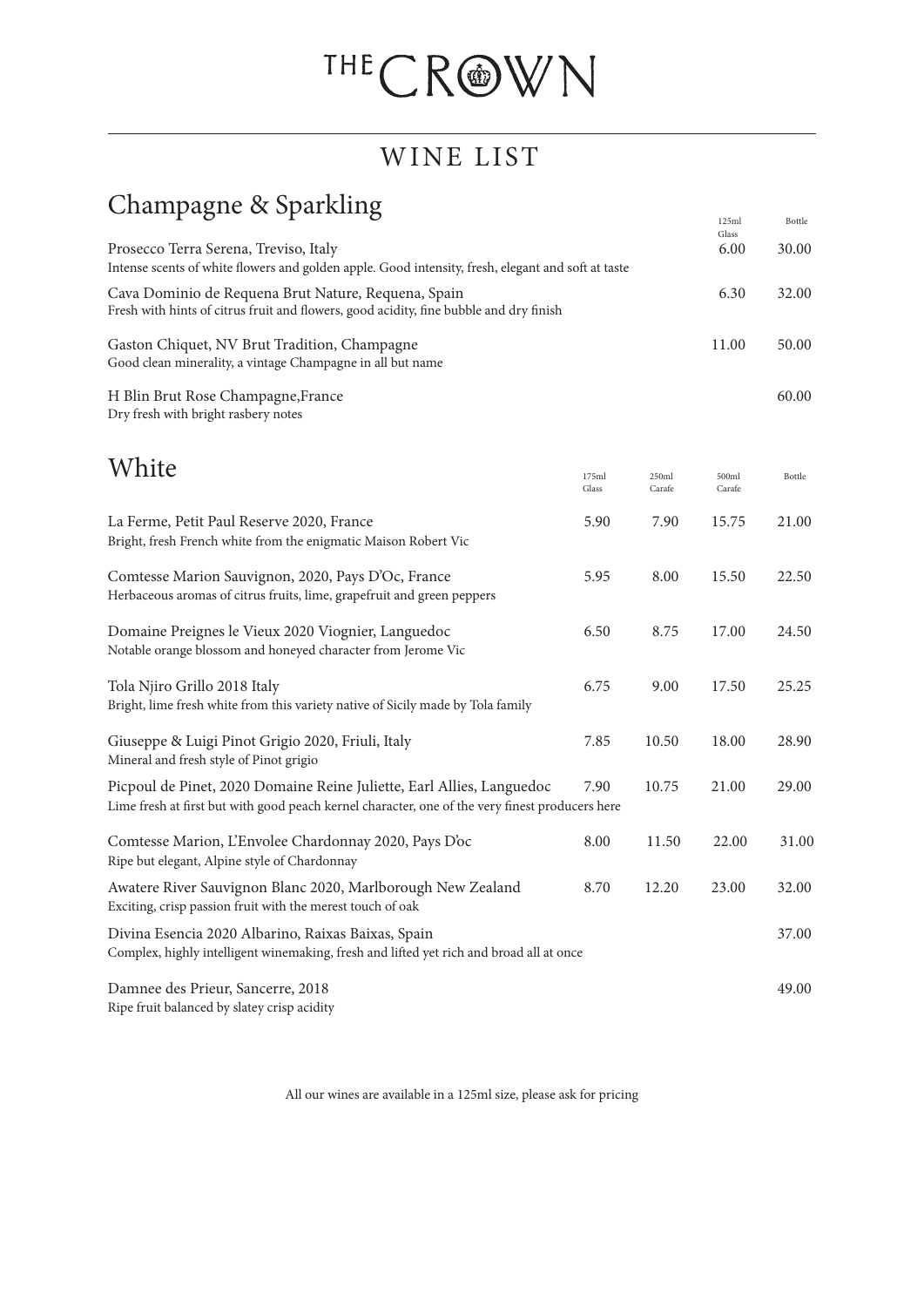# THE CROWN

## WINE LIST

## Champagne & Sparkling

| | 125ml Glass | Bottle |
|---|---|---|
| Prosecco Terra Serena, Treviso, Italy<br>Intense scents of white flowers and golden apple. Good intensity, fresh, elegant and soft at taste | 6.00 | 30.00 |
| Cava Dominio de Requena Brut Nature, Requena, Spain<br>Fresh with hints of citrus fruit and flowers, good acidity, fine bubble and dry finish | 6.30 | 32.00 |
| Gaston Chiquet, NV Brut Tradition, Champagne<br>Good clean minerality, a vintage Champagne in all but name | 11.00 | 50.00 |
| H Blin Brut Rose Champagne,France<br>Dry fresh with bright rasbery notes | | 60.00 |

## White

| | 175ml Glass | 250ml Carafe | 500ml Carafe | Bottle |
|---|---|---|---|---|
| La Ferme, Petit Paul Reserve 2020, France<br>Bright, fresh French white from the enigmatic Maison Robert Vic | 5.90 | 7.90 | 15.75 | 21.00 |
| Comtesse Marion Sauvignon, 2020, Pays D'Oc, France<br>Herbaceous aromas of citrus fruits, lime, grapefruit and green peppers | 5.95 | 8.00 | 15.50 | 22.50 |
| Domaine Preignes le Vieux 2020 Viognier, Languedoc<br>Notable orange blossom and honeyed character from Jerome Vic | 6.50 | 8.75 | 17.00 | 24.50 |
| Tola Njiro Grillo 2018 Italy<br>Bright, lime fresh white from this variety native of Sicily made by Tola family | 6.75 | 9.00 | 17.50 | 25.25 |
| Giuseppe & Luigi Pinot Grigio 2020, Friuli, Italy<br>Mineral and fresh style of Pinot grigio | 7.85 | 10.50 | 18.00 | 28.90 |
| Picpoul de Pinet, 2020 Domaine Reine Juliette, Earl Allies, Languedoc<br>Lime fresh at first but with good peach kernel character, one of the very finest producers here | 7.90 | 10.75 | 21.00 | 29.00 |
| Comtesse Marion, L'Envolee Chardonnay 2020, Pays D'oc<br>Ripe but elegant, Alpine style of Chardonnay | 8.00 | 11.50 | 22.00 | 31.00 |
| Awatere River Sauvignon Blanc 2020, Marlborough New Zealand<br>Exciting, crisp passion fruit with the merest touch of oak | 8.70 | 12.20 | 23.00 | 32.00 |
| Divina Esencia 2020 Albarino, Raixas Baixas, Spain<br>Complex, highly intelligent winemaking, fresh and lifted yet rich and broad all at once | | | | 37.00 |
| Damnee des Prieur, Sancerre, 2018<br>Ripe fruit balanced by slatey crisp acidity | | | | 49.00 |

All our wines are available in a 125ml size, please ask for pricing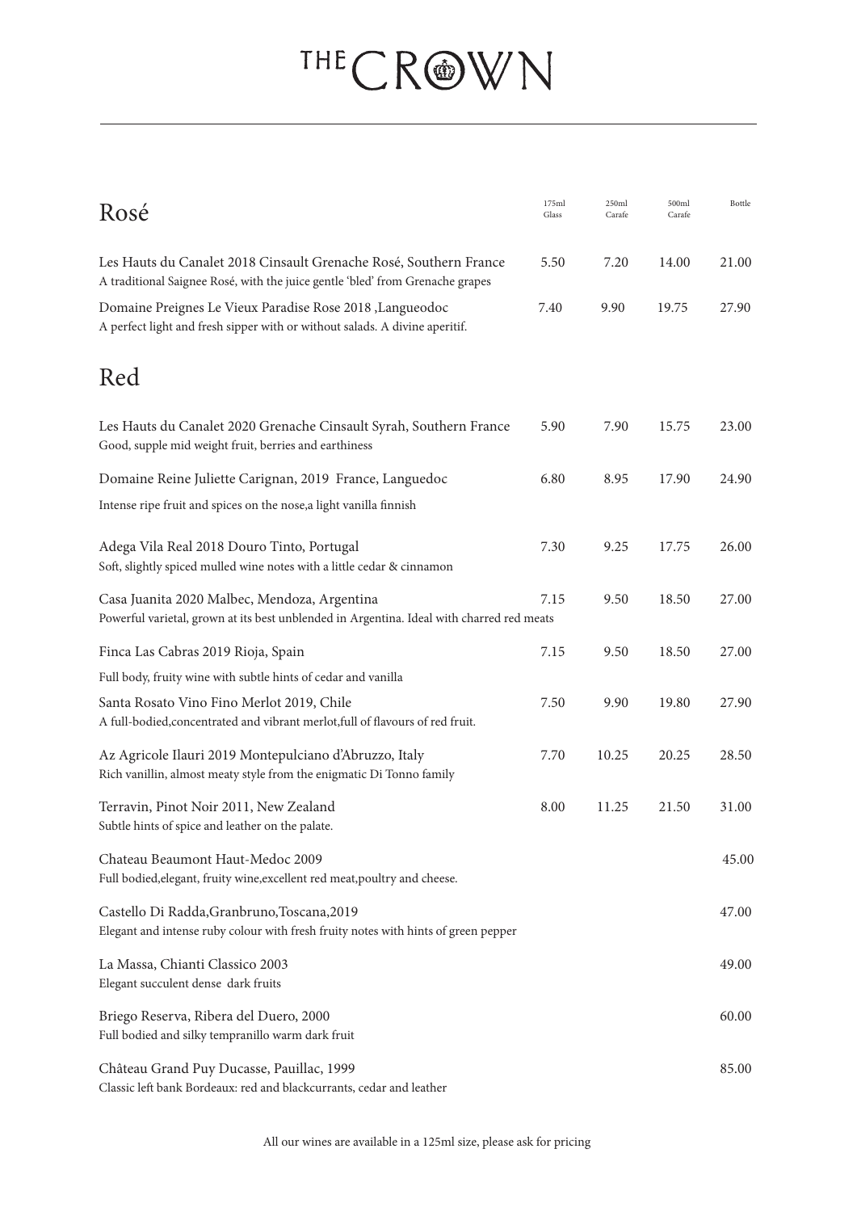# THE CROWN

## Rosé

| | 175ml Glass | 250ml Carafe | 500ml Carafe | Bottle |
|---|---|---|---|---|
| Les Hauts du Canalet 2018 Cinsault Grenache Rosé, Southern France<br>A traditional Saignee Rosé, with the juice gentle 'bled' from Grenache grapes | 5.50 | 7.20 | 14.00 | 21.00 |
| Domaine Preignes Le Vieux Paradise Rose 2018 ,Langueodoc<br>A perfect light and fresh sipper with or without salads. A divine aperitif. | 7.40 | 9.90 | 19.75 | 27.90 |

## Red

| | 175ml Glass | 250ml Carafe | 500ml Carafe | Bottle |
|---|---|---|---|---|
| Les Hauts du Canalet 2020 Grenache Cinsault Syrah, Southern France<br>Good, supple mid weight fruit, berries and earthiness | 5.90 | 7.90 | 15.75 | 23.00 |
| Domaine Reine Juliette Carignan, 2019 France, Languedoc<br>Intense ripe fruit and spices on the nose,a light vanilla finnish | 6.80 | 8.95 | 17.90 | 24.90 |
| Adega Vila Real 2018 Douro Tinto, Portugal<br>Soft, slightly spiced mulled wine notes with a little cedar & cinnamon | 7.30 | 9.25 | 17.75 | 26.00 |
| Casa Juanita 2020 Malbec, Mendoza, Argentina<br>Powerful varietal, grown at its best unblended in Argentina. Ideal with charred red meats | 7.15 | 9.50 | 18.50 | 27.00 |
| Finca Las Cabras 2019 Rioja, Spain<br>Full body, fruity wine with subtle hints of cedar and vanilla | 7.15 | 9.50 | 18.50 | 27.00 |
| Santa Rosato Vino Fino Merlot 2019, Chile<br>A full-bodied,concentrated and vibrant merlot,full of flavours of red fruit. | 7.50 | 9.90 | 19.80 | 27.90 |
| Az Agricole Ilauri 2019 Montepulciano d'Abruzzo, Italy<br>Rich vanillin, almost meaty style from the enigmatic Di Tonno family | 7.70 | 10.25 | 20.25 | 28.50 |
| Terravin, Pinot Noir 2011, New Zealand<br>Subtle hints of spice and leather on the palate. | 8.00 | 11.25 | 21.50 | 31.00 |
| Chateau Beaumont Haut-Medoc 2009<br>Full bodied,elegant, fruity wine,excellent red meat,poultry and cheese. | | | | 45.00 |
| Castello Di Radda,Granbruno,Toscana,2019<br>Elegant and intense ruby colour with fresh fruity notes with hints of green pepper | | | | 47.00 |
| La Massa, Chianti Classico 2003<br>Elegant succulent dense dark fruits | | | | 49.00 |
| Briego Reserva, Ribera del Duero, 2000<br>Full bodied and silky tempranillo warm dark fruit | | | | 60.00 |
| Château Grand Puy Ducasse, Pauillac, 1999<br>Classic left bank Bordeaux: red and blackcurrants, cedar and leather | | | | 85.00 |

All our wines are available in a 125ml size, please ask for pricing